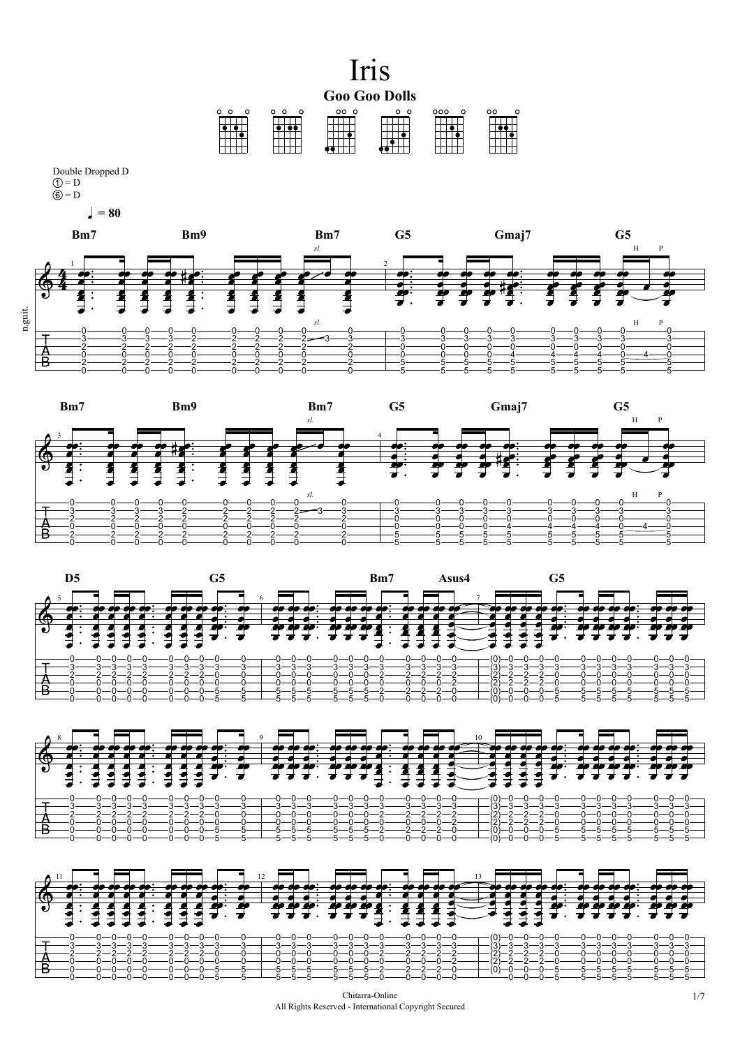# Iris

**Goo Goo Dolls**

Double Dropped D
① = D
⑥ = D

♩ = 80

n.guit.